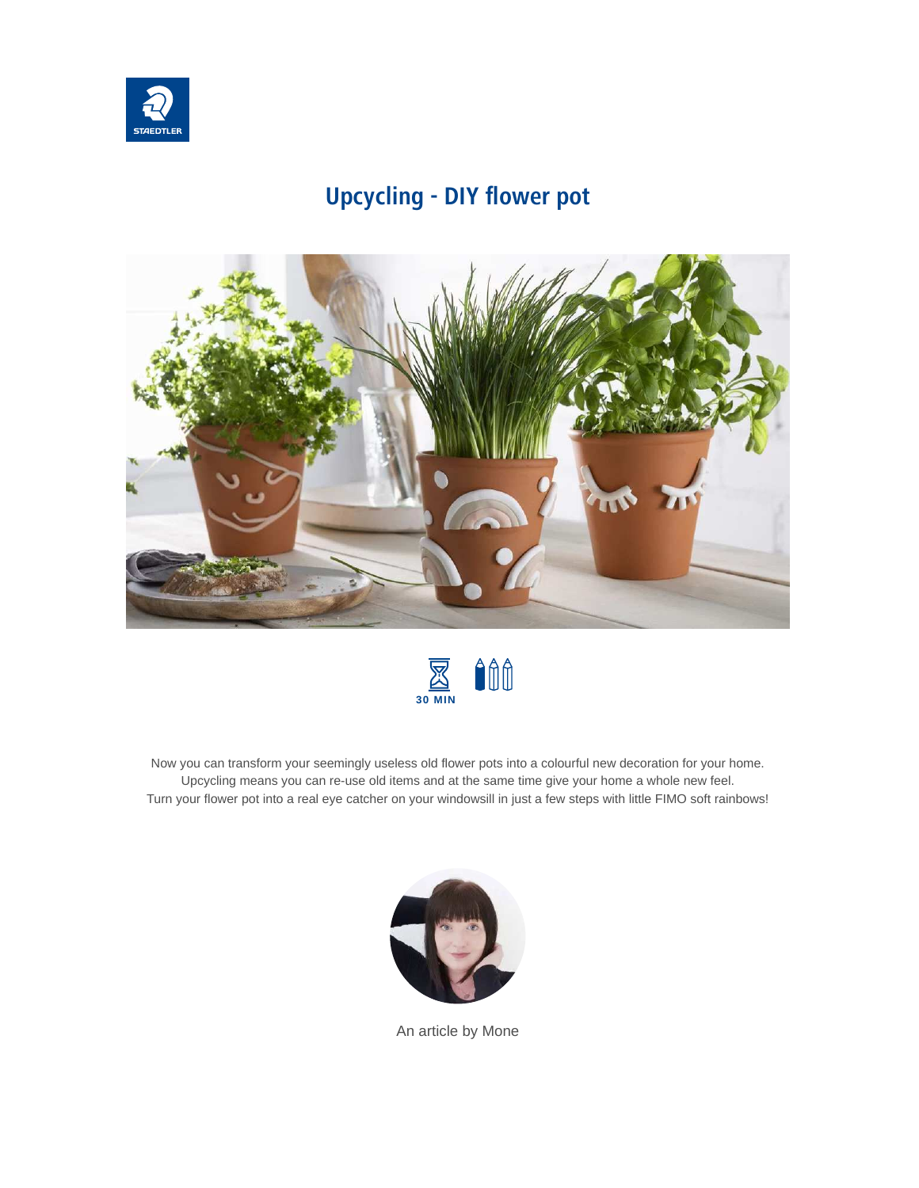# Upcycling - DIY flower pot

30 MIN

Now you can transform your seemingly useless old flower pots into a colourful new decoration for your home. Upcycling means you can re-use old items and at the same time give your home a whole new feel. Turn your flower pot into a real eye catcher on your windowsill in just a few steps with little FIMO soft rainbows!

An article by Mone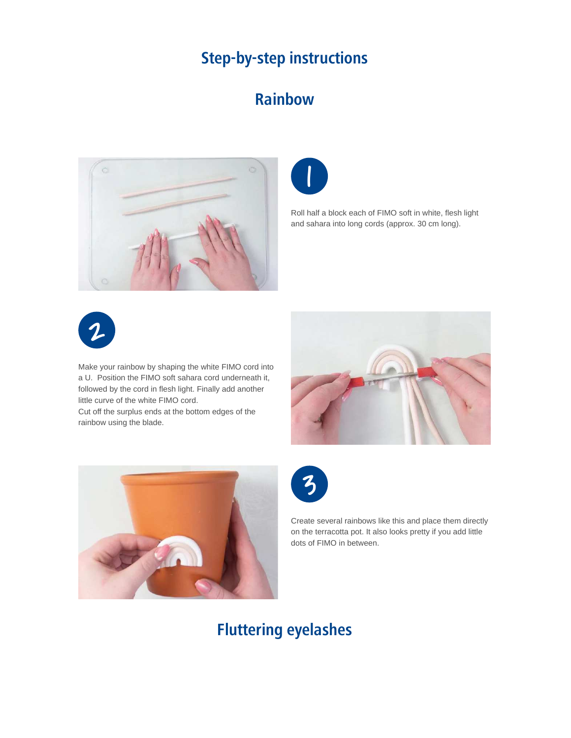# Step-by-step instructions

## Rainbow

**1**

Roll half a block each of FIMO soft in white, flesh light and sahara into long cords (approx. 30 cm long).

**2**

Make your rainbow by shaping the white FIMO cord into a U. Position the FIMO soft sahara cord underneath it, followed by the cord in flesh light. Finally add another little curve of the white FIMO cord.
Cut off the surplus ends at the bottom edges of the rainbow using the blade.

**3**

Create several rainbows like this and place them directly on the terracotta pot. It also looks pretty if you add little dots of FIMO in between.

## Fluttering eyelashes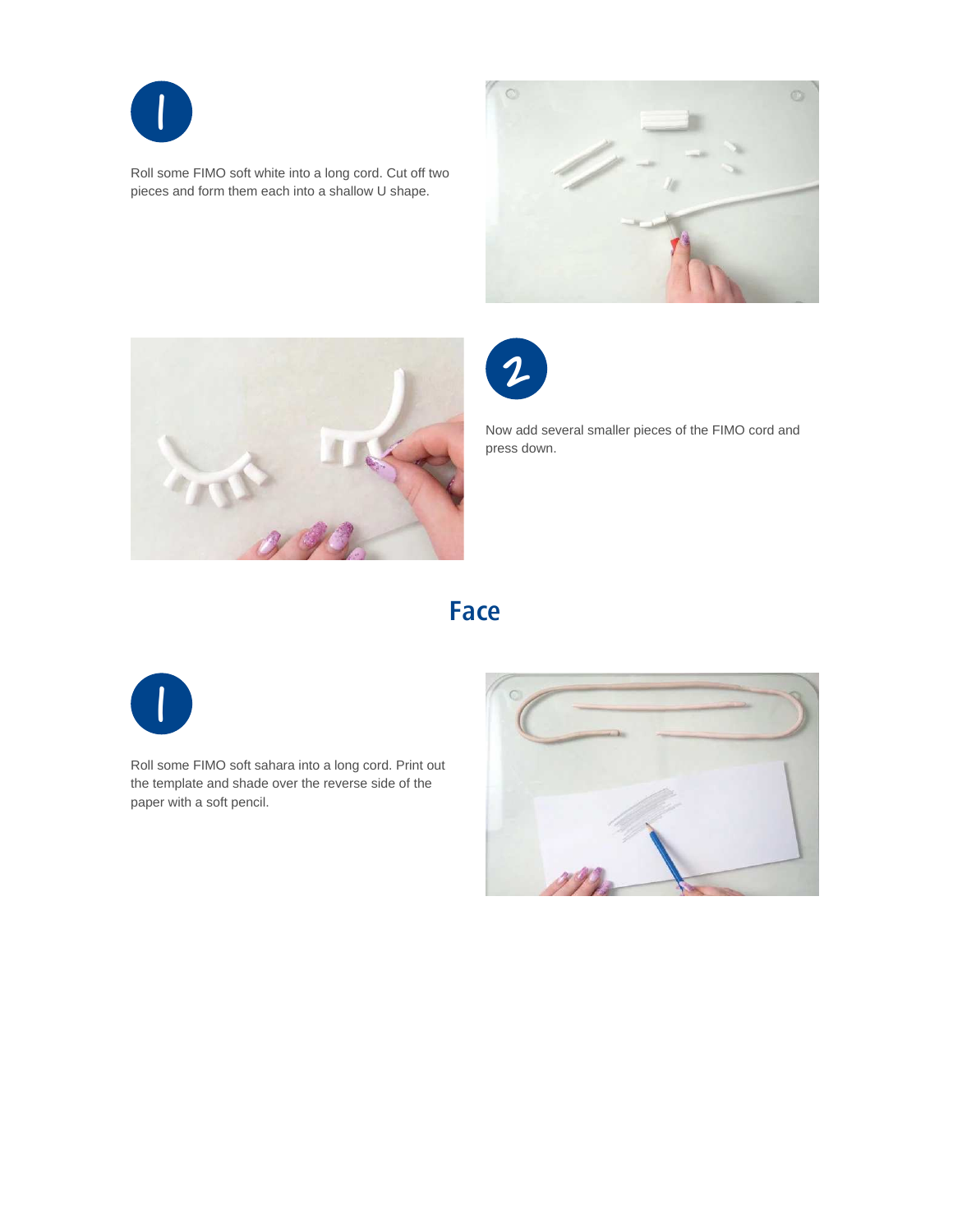1

Roll some FIMO soft white into a long cord. Cut off two pieces and form them each into a shallow U shape.

2

Now add several smaller pieces of the FIMO cord and press down.

## Face

1

Roll some FIMO soft sahara into a long cord. Print out the template and shade over the reverse side of the paper with a soft pencil.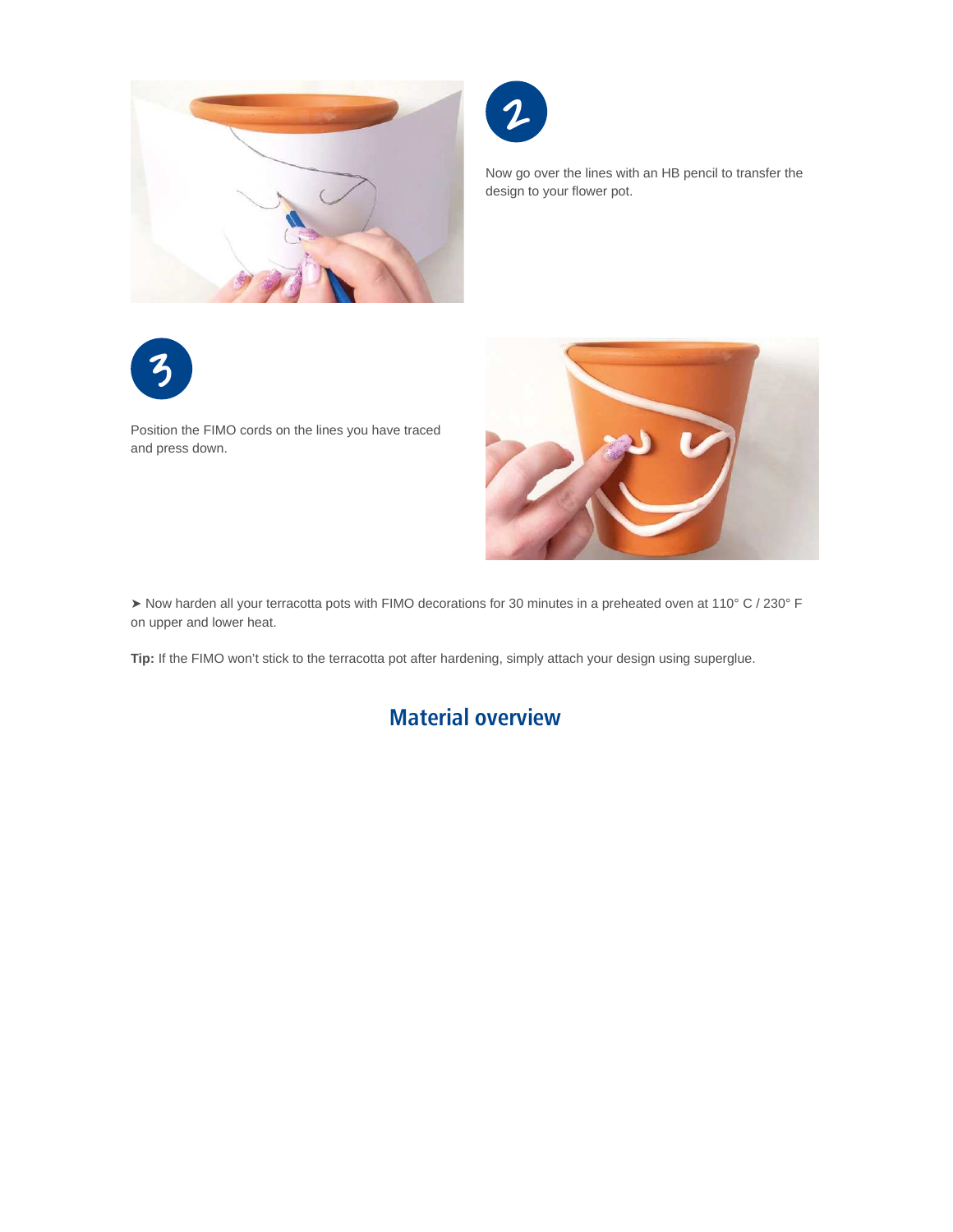2

Now go over the lines with an HB pencil to transfer the design to your flower pot.

3

Position the FIMO cords on the lines you have traced and press down.

➤ Now harden all your terracotta pots with FIMO decorations for 30 minutes in a preheated oven at 110° C / 230° F on upper and lower heat.

**Tip:** If the FIMO won't stick to the terracotta pot after hardening, simply attach your design using superglue.

## Material overview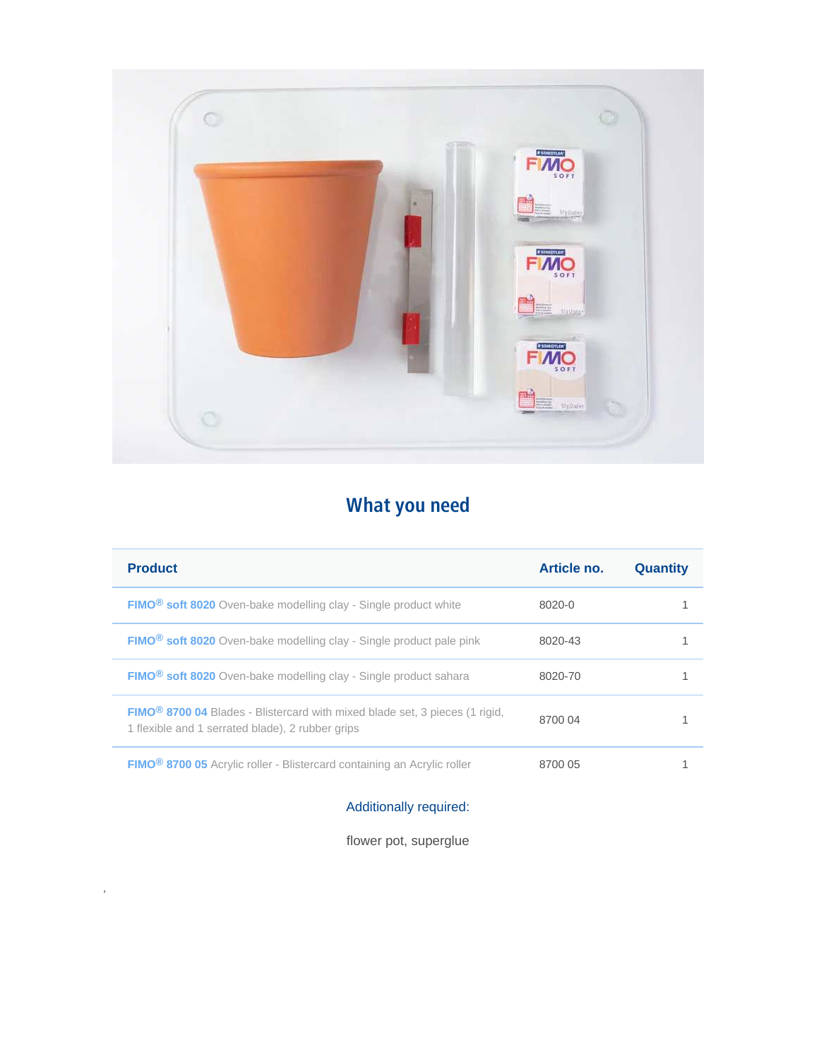## What you need

| Product | Article no. | Quantity |
| --- | --- | --- |
| **FIMO® soft 8020** Oven-bake modelling clay - Single product white | 8020-0 | 1 |
| **FIMO® soft 8020** Oven-bake modelling clay - Single product pale pink | 8020-43 | 1 |
| **FIMO® soft 8020** Oven-bake modelling clay - Single product sahara | 8020-70 | 1 |
| **FIMO® 8700 04** Blades - Blistercard with mixed blade set, 3 pieces (1 rigid, 1 flexible and 1 serrated blade), 2 rubber grips | 8700 04 | 1 |
| **FIMO® 8700 05** Acrylic roller - Blistercard containing an Acrylic roller | 8700 05 | 1 |

Additionally required:

flower pot, superglue